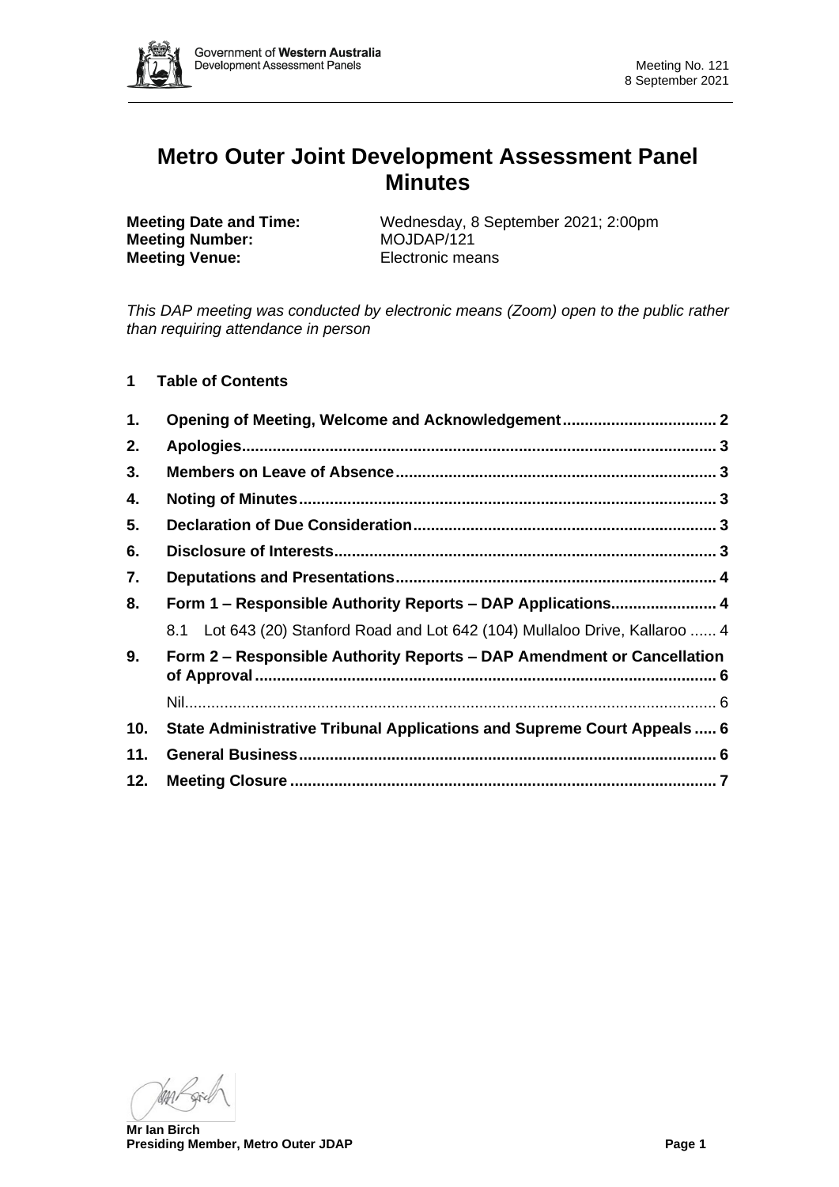# Metro Outer Joint Development Assessment Panel Minutes

**Meeting Date and Time:** Wednesday, 8 September 2021; 2:00pm
**Meeting Number:** MOJDAP/121
**Meeting Venue:** Electronic means

*This DAP meeting was conducted by electronic means (Zoom) open to the public rather than requiring attendance in person*

## 1 Table of Contents

| | | |
|---|---|---|
| **1.** | **Opening of Meeting, Welcome and Acknowledgement** | **2** |
| **2.** | **Apologies** | **3** |
| **3.** | **Members on Leave of Absence** | **3** |
| **4.** | **Noting of Minutes** | **3** |
| **5.** | **Declaration of Due Consideration** | **3** |
| **6.** | **Disclosure of Interests** | **3** |
| **7.** | **Deputations and Presentations** | **4** |
| **8.** | **Form 1 – Responsible Authority Reports – DAP Applications** | **4** |
| | 8.1 Lot 643 (20) Stanford Road and Lot 642 (104) Mullaloo Drive, Kallaroo | 4 |
| **9.** | **Form 2 – Responsible Authority Reports – DAP Amendment or Cancellation of Approval** | **6** |
| | Nil | 6 |
| **10.** | **State Administrative Tribunal Applications and Supreme Court Appeals** | **6** |
| **11.** | **General Business** | **6** |
| **12.** | **Meeting Closure** | **7** |

**Mr Ian Birch**
**Presiding Member, Metro Outer JDAP**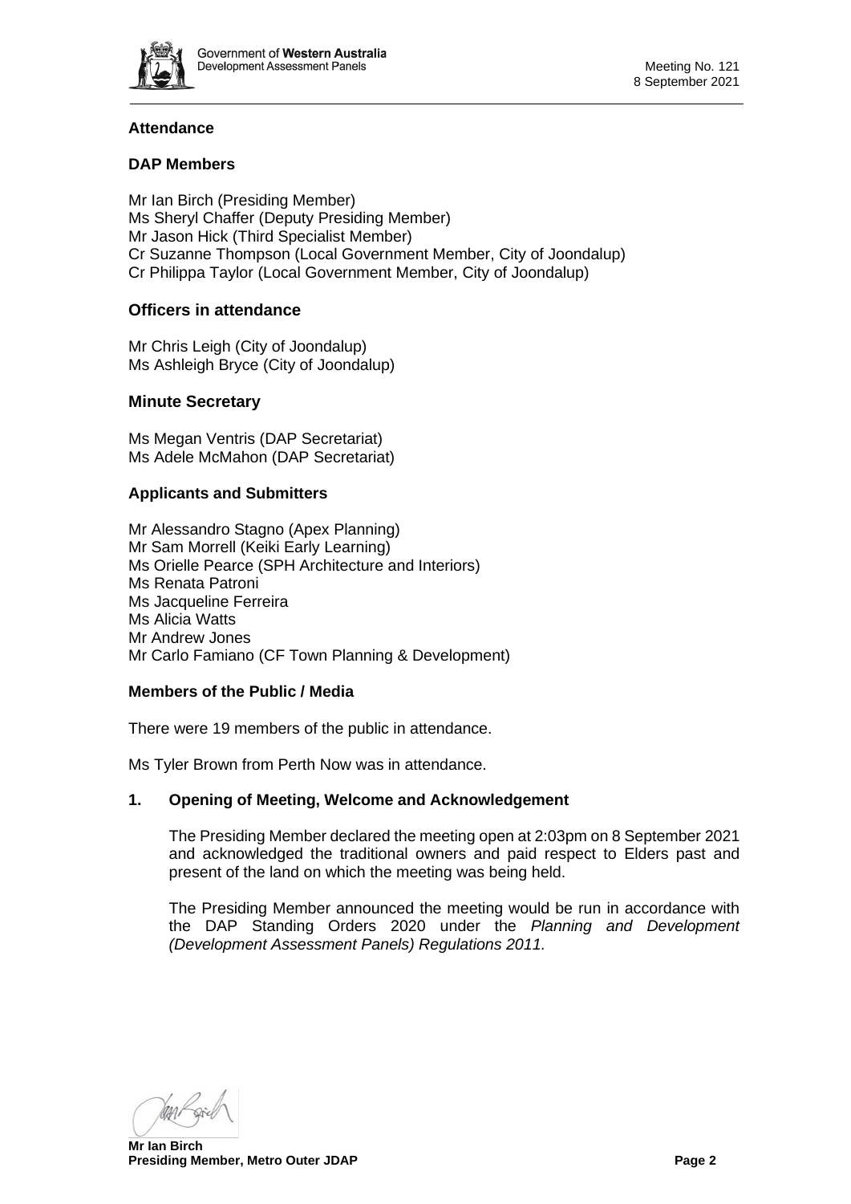## Attendance

### DAP Members

Mr Ian Birch (Presiding Member)
Ms Sheryl Chaffer (Deputy Presiding Member)
Mr Jason Hick (Third Specialist Member)
Cr Suzanne Thompson (Local Government Member, City of Joondalup)
Cr Philippa Taylor (Local Government Member, City of Joondalup)

### Officers in attendance

Mr Chris Leigh (City of Joondalup)
Ms Ashleigh Bryce (City of Joondalup)

### Minute Secretary

Ms Megan Ventris (DAP Secretariat)
Ms Adele McMahon (DAP Secretariat)

### Applicants and Submitters

Mr Alessandro Stagno (Apex Planning)
Mr Sam Morrell (Keiki Early Learning)
Ms Orielle Pearce (SPH Architecture and Interiors)
Ms Renata Patroni
Ms Jacqueline Ferreira
Ms Alicia Watts
Mr Andrew Jones
Mr Carlo Famiano (CF Town Planning & Development)

### Members of the Public / Media

There were 19 members of the public in attendance.

Ms Tyler Brown from Perth Now was in attendance.

## 1. Opening of Meeting, Welcome and Acknowledgement

The Presiding Member declared the meeting open at 2:03pm on 8 September 2021 and acknowledged the traditional owners and paid respect to Elders past and present of the land on which the meeting was being held.

The Presiding Member announced the meeting would be run in accordance with the DAP Standing Orders 2020 under the *Planning and Development (Development Assessment Panels) Regulations 2011.*

**Mr Ian Birch**
**Presiding Member, Metro Outer JDAP**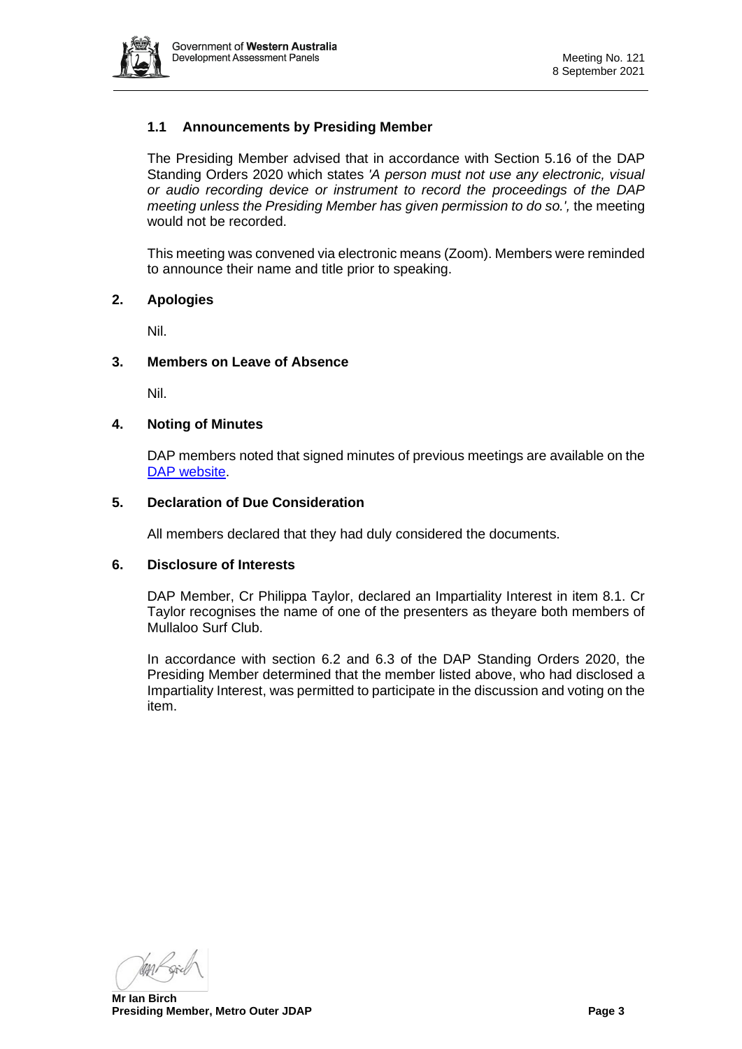### 1.1 Announcements by Presiding Member

The Presiding Member advised that in accordance with Section 5.16 of the DAP Standing Orders 2020 which states *'A person must not use any electronic, visual or audio recording device or instrument to record the proceedings of the DAP meeting unless the Presiding Member has given permission to do so.',* the meeting would not be recorded.

This meeting was convened via electronic means (Zoom). Members were reminded to announce their name and title prior to speaking.

## 2. Apologies

Nil.

## 3. Members on Leave of Absence

Nil.

## 4. Noting of Minutes

DAP members noted that signed minutes of previous meetings are available on the DAP website.

## 5. Declaration of Due Consideration

All members declared that they had duly considered the documents.

## 6. Disclosure of Interests

DAP Member, Cr Philippa Taylor, declared an Impartiality Interest in item 8.1. Cr Taylor recognises the name of one of the presenters as theyare both members of Mullaloo Surf Club.

In accordance with section 6.2 and 6.3 of the DAP Standing Orders 2020, the Presiding Member determined that the member listed above, who had disclosed a Impartiality Interest, was permitted to participate in the discussion and voting on the item.

**Mr Ian Birch**
**Presiding Member, Metro Outer JDAP**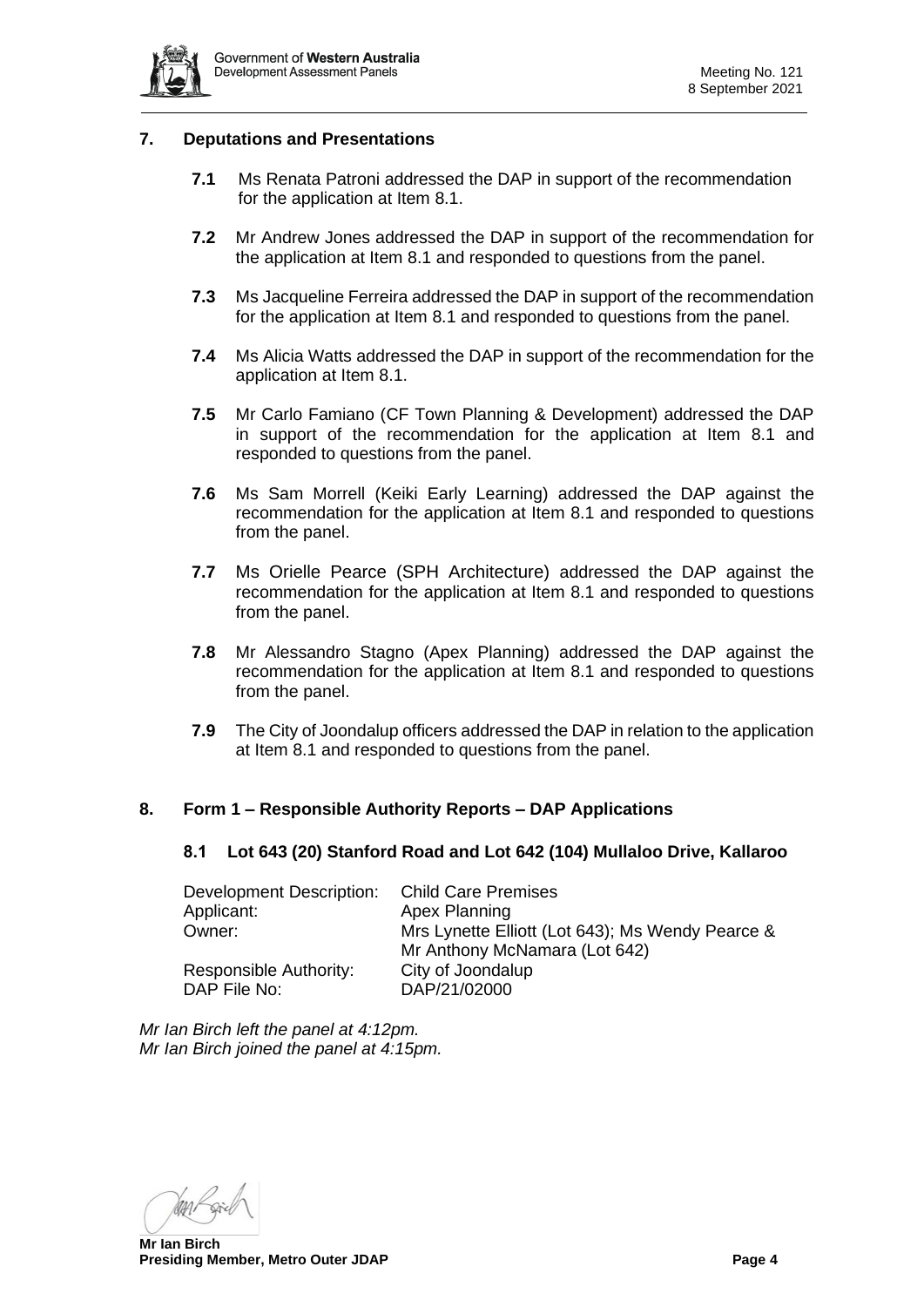## 7. Deputations and Presentations

**7.1** Ms Renata Patroni addressed the DAP in support of the recommendation for the application at Item 8.1.

**7.2** Mr Andrew Jones addressed the DAP in support of the recommendation for the application at Item 8.1 and responded to questions from the panel.

**7.3** Ms Jacqueline Ferreira addressed the DAP in support of the recommendation for the application at Item 8.1 and responded to questions from the panel.

**7.4** Ms Alicia Watts addressed the DAP in support of the recommendation for the application at Item 8.1.

**7.5** Mr Carlo Famiano (CF Town Planning & Development) addressed the DAP in support of the recommendation for the application at Item 8.1 and responded to questions from the panel.

**7.6** Ms Sam Morrell (Keiki Early Learning) addressed the DAP against the recommendation for the application at Item 8.1 and responded to questions from the panel.

**7.7** Ms Orielle Pearce (SPH Architecture) addressed the DAP against the recommendation for the application at Item 8.1 and responded to questions from the panel.

**7.8** Mr Alessandro Stagno (Apex Planning) addressed the DAP against the recommendation for the application at Item 8.1 and responded to questions from the panel.

**7.9** The City of Joondalup officers addressed the DAP in relation to the application at Item 8.1 and responded to questions from the panel.

## 8. Form 1 – Responsible Authority Reports – DAP Applications

### 8.1 Lot 643 (20) Stanford Road and Lot 642 (104) Mullaloo Drive, Kallaroo

| | |
|---|---|
| Development Description: | Child Care Premises |
| Applicant: | Apex Planning |
| Owner: | Mrs Lynette Elliott (Lot 643); Ms Wendy Pearce & Mr Anthony McNamara (Lot 642) |
| Responsible Authority: | City of Joondalup |
| DAP File No: | DAP/21/02000 |

*Mr Ian Birch left the panel at 4:12pm.*
*Mr Ian Birch joined the panel at 4:15pm.*

**Mr Ian Birch**
**Presiding Member, Metro Outer JDAP**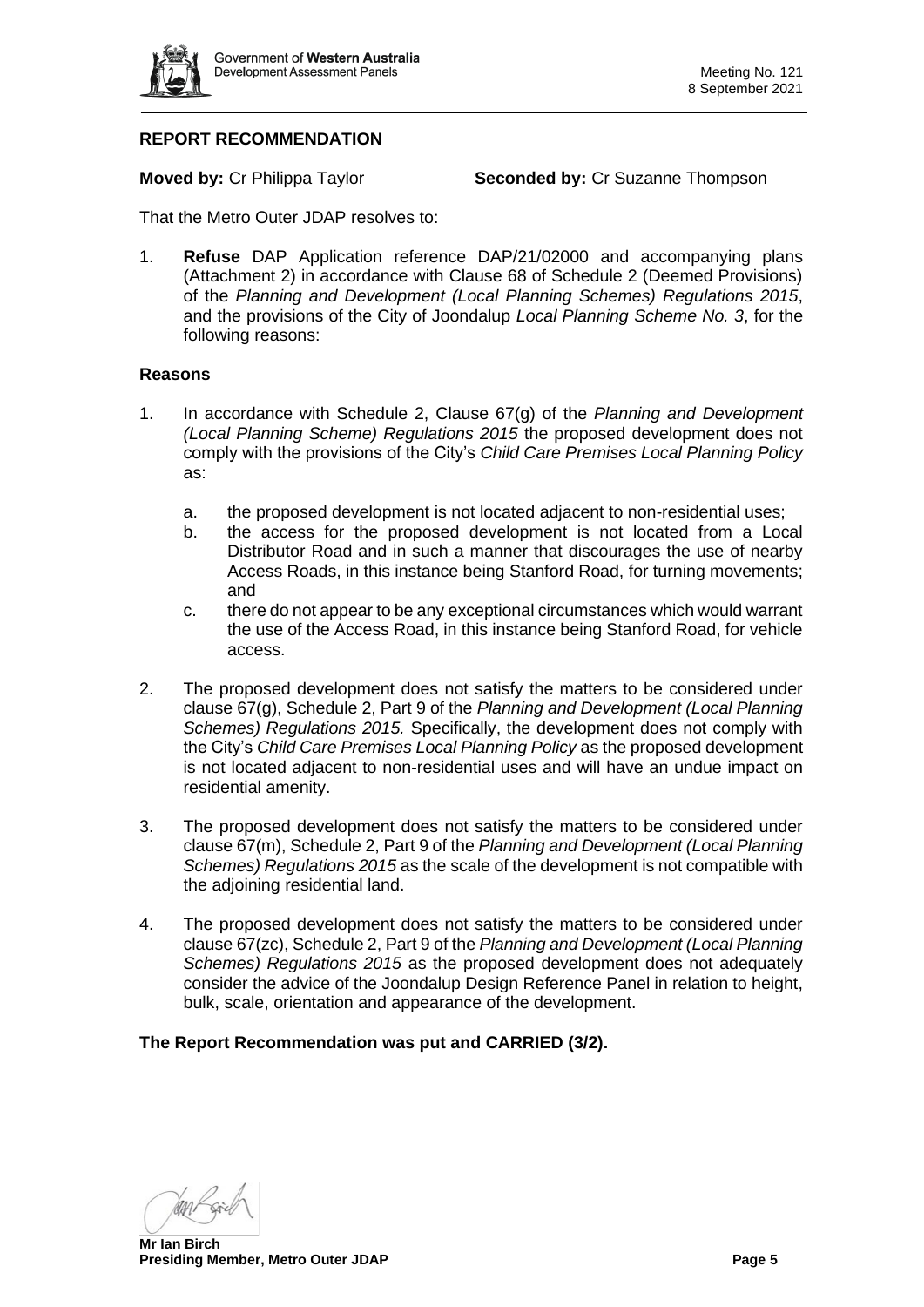**REPORT RECOMMENDATION**

**Moved by:** Cr Philippa Taylor **Seconded by:** Cr Suzanne Thompson

That the Metro Outer JDAP resolves to:

1. **Refuse** DAP Application reference DAP/21/02000 and accompanying plans (Attachment 2) in accordance with Clause 68 of Schedule 2 (Deemed Provisions) of the *Planning and Development (Local Planning Schemes) Regulations 2015*, and the provisions of the City of Joondalup *Local Planning Scheme No. 3*, for the following reasons:

**Reasons**

1. In accordance with Schedule 2, Clause 67(g) of the *Planning and Development (Local Planning Scheme) Regulations 2015* the proposed development does not comply with the provisions of the City's *Child Care Premises Local Planning Policy* as:

   a. the proposed development is not located adjacent to non-residential uses;

   b. the access for the proposed development is not located from a Local Distributor Road and in such a manner that discourages the use of nearby Access Roads, in this instance being Stanford Road, for turning movements; and

   c. there do not appear to be any exceptional circumstances which would warrant the use of the Access Road, in this instance being Stanford Road, for vehicle access.

2. The proposed development does not satisfy the matters to be considered under clause 67(g), Schedule 2, Part 9 of the *Planning and Development (Local Planning Schemes) Regulations 2015.* Specifically, the development does not comply with the City's *Child Care Premises Local Planning Policy* as the proposed development is not located adjacent to non-residential uses and will have an undue impact on residential amenity.

3. The proposed development does not satisfy the matters to be considered under clause 67(m), Schedule 2, Part 9 of the *Planning and Development (Local Planning Schemes) Regulations 2015* as the scale of the development is not compatible with the adjoining residential land.

4. The proposed development does not satisfy the matters to be considered under clause 67(zc), Schedule 2, Part 9 of the *Planning and Development (Local Planning Schemes) Regulations 2015* as the proposed development does not adequately consider the advice of the Joondalup Design Reference Panel in relation to height, bulk, scale, orientation and appearance of the development.

**The Report Recommendation was put and CARRIED (3/2).**

**Mr Ian Birch**
**Presiding Member, Metro Outer JDAP**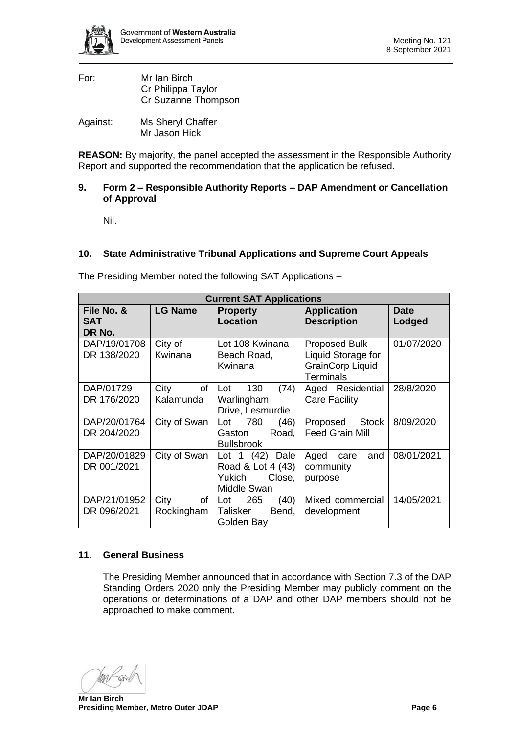For: Mr Ian Birch
Cr Philippa Taylor
Cr Suzanne Thompson

Against: Ms Sheryl Chaffer
Mr Jason Hick

**REASON:** By majority, the panel accepted the assessment in the Responsible Authority Report and supported the recommendation that the application be refused.

## 9. Form 2 – Responsible Authority Reports – DAP Amendment or Cancellation of Approval

Nil.

## 10. State Administrative Tribunal Applications and Supreme Court Appeals

The Presiding Member noted the following SAT Applications –

| **Current SAT Applications** | | | | |
|---|---|---|---|---|
| **File No. & SAT DR No.** | **LG Name** | **Property Location** | **Application Description** | **Date Lodged** |
| DAP/19/01708 DR 138/2020 | City of Kwinana | Lot 108 Kwinana Beach Road, Kwinana | Proposed Bulk Liquid Storage for GrainCorp Liquid Terminals | 01/07/2020 |
| DAP/01729 DR 176/2020 | City of Kalamunda | Lot 130 (74) Warlingham Drive, Lesmurdie | Aged Residential Care Facility | 28/8/2020 |
| DAP/20/01764 DR 204/2020 | City of Swan | Lot 780 (46) Gaston Road, Bullsbrook | Proposed Stock Feed Grain Mill | 8/09/2020 |
| DAP/20/01829 DR 001/2021 | City of Swan | Lot 1 (42) Dale Road & Lot 4 (43) Yukich Close, Middle Swan | Aged care and community purpose | 08/01/2021 |
| DAP/21/01952 DR 096/2021 | City of Rockingham | Lot 265 (40) Talisker Bend, Golden Bay | Mixed commercial development | 14/05/2021 |

## 11. General Business

The Presiding Member announced that in accordance with Section 7.3 of the DAP Standing Orders 2020 only the Presiding Member may publicly comment on the operations or determinations of a DAP and other DAP members should not be approached to make comment.

**Mr Ian Birch**
**Presiding Member, Metro Outer JDAP**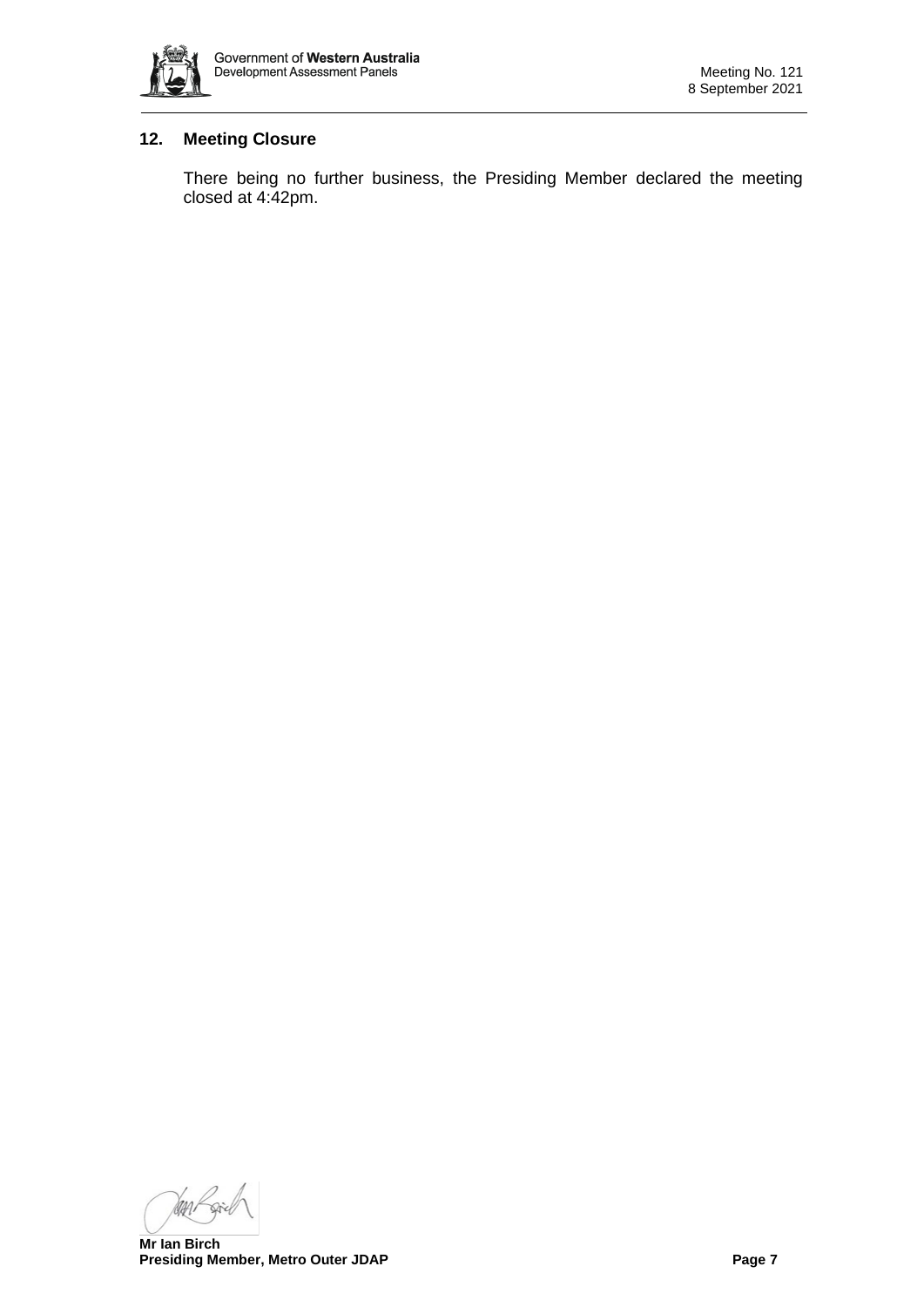## 12. Meeting Closure

There being no further business, the Presiding Member declared the meeting closed at 4:42pm.

**Mr Ian Birch**
**Presiding Member, Metro Outer JDAP**